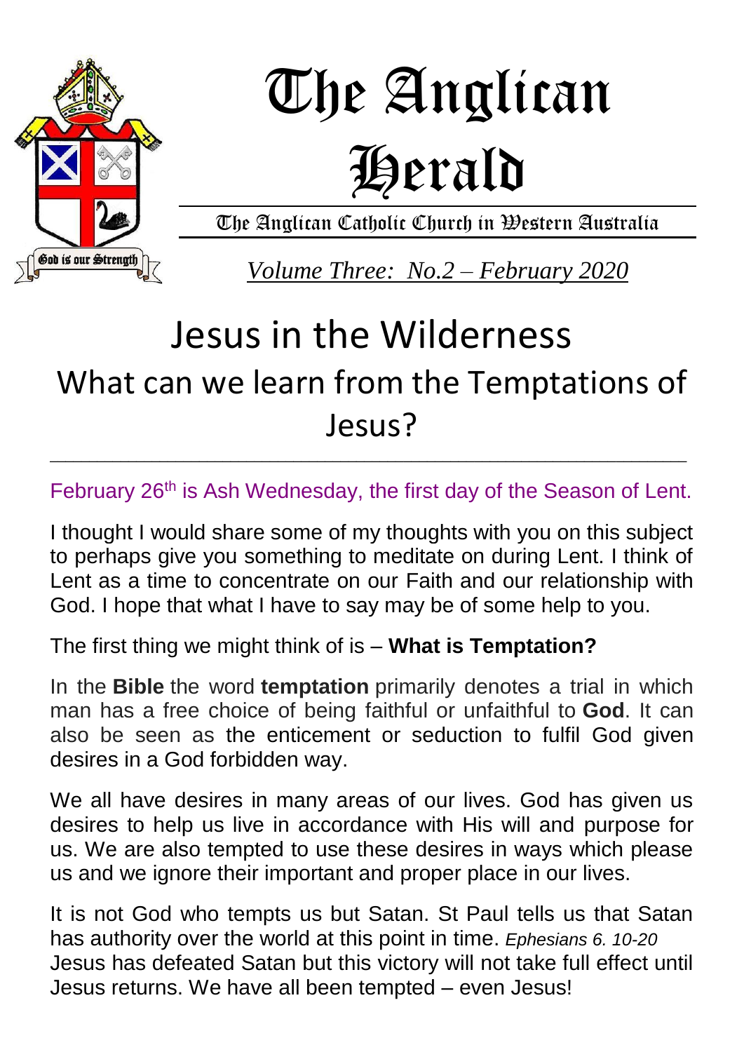# The Anglican Herald

The Anglican Catholic Church in Western Australia

*Volume Three: No.2 – February 2020*

God is our Strength

# Jesus in the Wilderness

## What can we learn from the Temptations of Jesus?

---

February 26th is Ash Wednesday, the first day of the Season of Lent.

I thought I would share some of my thoughts with you on this subject to perhaps give you something to meditate on during Lent. I think of Lent as a time to concentrate on our Faith and our relationship with God. I hope that what I have to say may be of some help to you.

The first thing we might think of is – **What is Temptation?**

In the **Bible** the word **temptation** primarily denotes a trial in which man has a free choice of being faithful or unfaithful to **God**. It can also be seen as the enticement or seduction to fulfil God given desires in a God forbidden way.

We all have desires in many areas of our lives. God has given us desires to help us live in accordance with His will and purpose for us. We are also tempted to use these desires in ways which please us and we ignore their important and proper place in our lives.

It is not God who tempts us but Satan. St Paul tells us that Satan has authority over the world at this point in time. *Ephesians 6. 10-20* Jesus has defeated Satan but this victory will not take full effect until Jesus returns. We have all been tempted – even Jesus!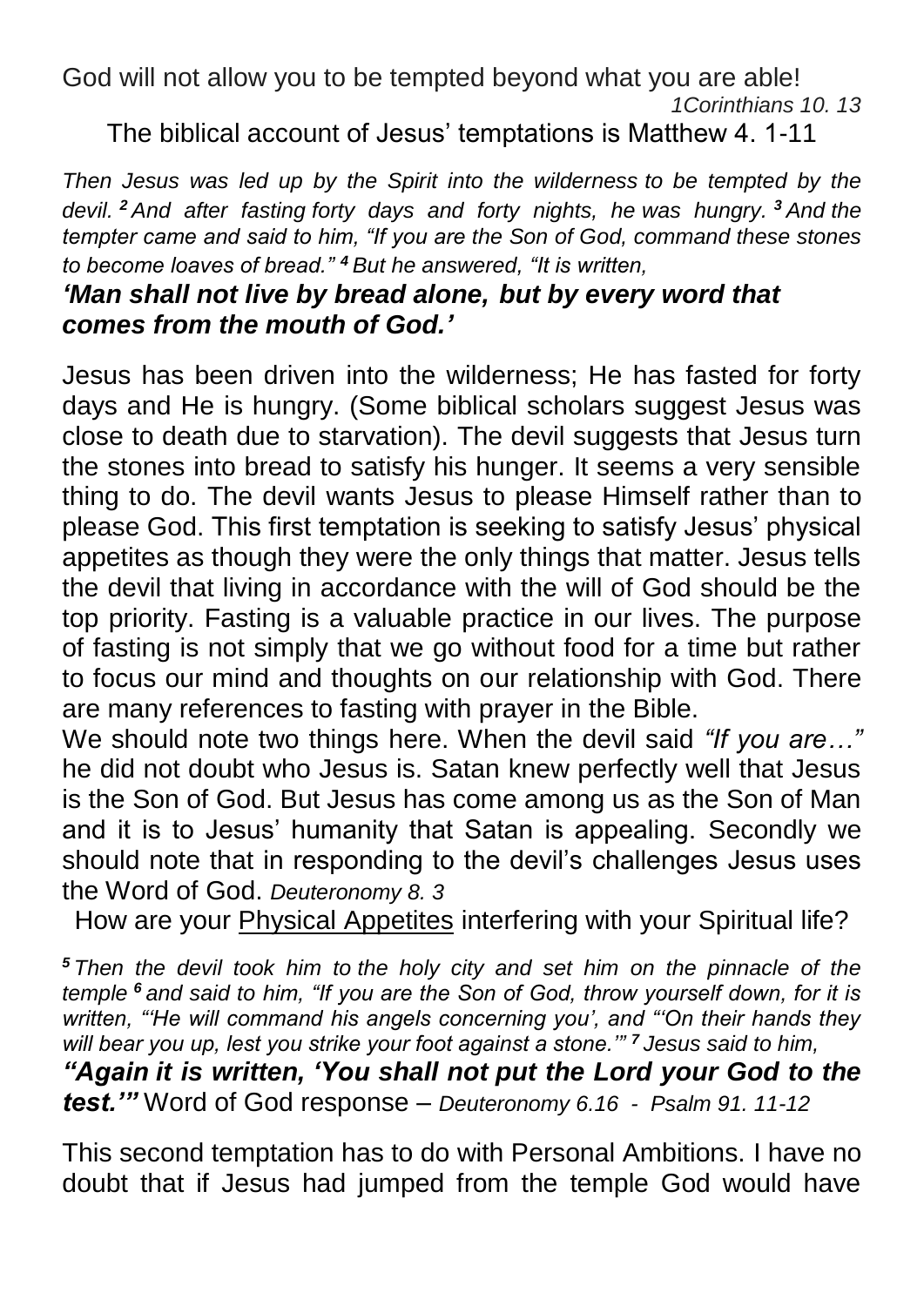God will not allow you to be tempted beyond what you are able!

*1Corinthians 10. 13*

The biblical account of Jesus' temptations is Matthew 4. 1-11

*Then Jesus was led up by the Spirit into the wilderness to be tempted by the devil. [2] And after fasting forty days and forty nights, he was hungry. [3] And the tempter came and said to him, "If you are the Son of God, command these stones to become loaves of bread." [4] But he answered, "It is written,*

***'Man shall not live by bread alone, but by every word that comes from the mouth of God.'***

Jesus has been driven into the wilderness; He has fasted for forty days and He is hungry. (Some biblical scholars suggest Jesus was close to death due to starvation). The devil suggests that Jesus turn the stones into bread to satisfy his hunger. It seems a very sensible thing to do. The devil wants Jesus to please Himself rather than to please God. This first temptation is seeking to satisfy Jesus' physical appetites as though they were the only things that matter. Jesus tells the devil that living in accordance with the will of God should be the top priority. Fasting is a valuable practice in our lives. The purpose of fasting is not simply that we go without food for a time but rather to focus our mind and thoughts on our relationship with God. There are many references to fasting with prayer in the Bible.

We should note two things here. When the devil said *"If you are…"* he did not doubt who Jesus is. Satan knew perfectly well that Jesus is the Son of God. But Jesus has come among us as the Son of Man and it is to Jesus' humanity that Satan is appealing. Secondly we should note that in responding to the devil's challenges Jesus uses the Word of God. *Deuteronomy 8. 3*

How are your <u>Physical Appetites</u> interfering with your Spiritual life?

*[5] Then the devil took him to the holy city and set him on the pinnacle of the temple [6] and said to him, "If you are the Son of God, throw yourself down, for it is written, "'He will command his angels concerning you', and "'On their hands they will bear you up, lest you strike your foot against a stone.'" [7] Jesus said to him,*

***"Again it is written, 'You shall not put the Lord your God to the test.'"*** Word of God response – *Deuteronomy 6.16 - Psalm 91. 11-12*

This second temptation has to do with Personal Ambitions. I have no doubt that if Jesus had jumped from the temple God would have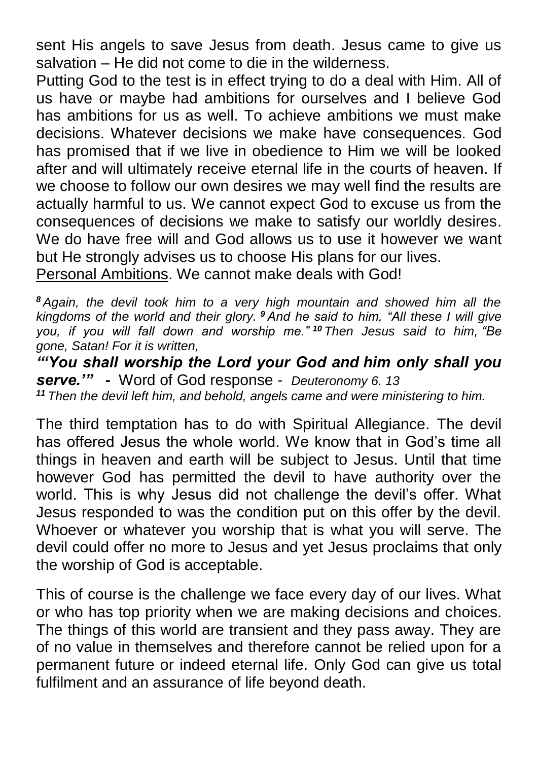sent His angels to save Jesus from death. Jesus came to give us salvation – He did not come to die in the wilderness.

Putting God to the test is in effect trying to do a deal with Him. All of us have or maybe had ambitions for ourselves and I believe God has ambitions for us as well. To achieve ambitions we must make decisions. Whatever decisions we make have consequences. God has promised that if we live in obedience to Him we will be looked after and will ultimately receive eternal life in the courts of heaven. If we choose to follow our own desires we may well find the results are actually harmful to us. We cannot expect God to excuse us from the consequences of decisions we make to satisfy our worldly desires. We do have free will and God allows us to use it however we want but He strongly advises us to choose His plans for our lives.

<u>Personal Ambitions</u>. We cannot make deals with God!

***8*** *Again, the devil took him to a very high mountain and showed him all the kingdoms of the world and their glory.* ***9*** *And he said to him, "All these I will give you, if you will fall down and worship me."* ***10*** *Then Jesus said to him, "Be gone, Satan! For it is written,*

***"'You shall worship the Lord your God and him only shall you serve.'" -*** Word of God response - *Deuteronomy 6. 13*

***11*** *Then the devil left him, and behold, angels came and were ministering to him.*

The third temptation has to do with Spiritual Allegiance. The devil has offered Jesus the whole world. We know that in God's time all things in heaven and earth will be subject to Jesus. Until that time however God has permitted the devil to have authority over the world. This is why Jesus did not challenge the devil's offer. What Jesus responded to was the condition put on this offer by the devil. Whoever or whatever you worship that is what you will serve. The devil could offer no more to Jesus and yet Jesus proclaims that only the worship of God is acceptable.

This of course is the challenge we face every day of our lives. What or who has top priority when we are making decisions and choices. The things of this world are transient and they pass away. They are of no value in themselves and therefore cannot be relied upon for a permanent future or indeed eternal life. Only God can give us total fulfilment and an assurance of life beyond death.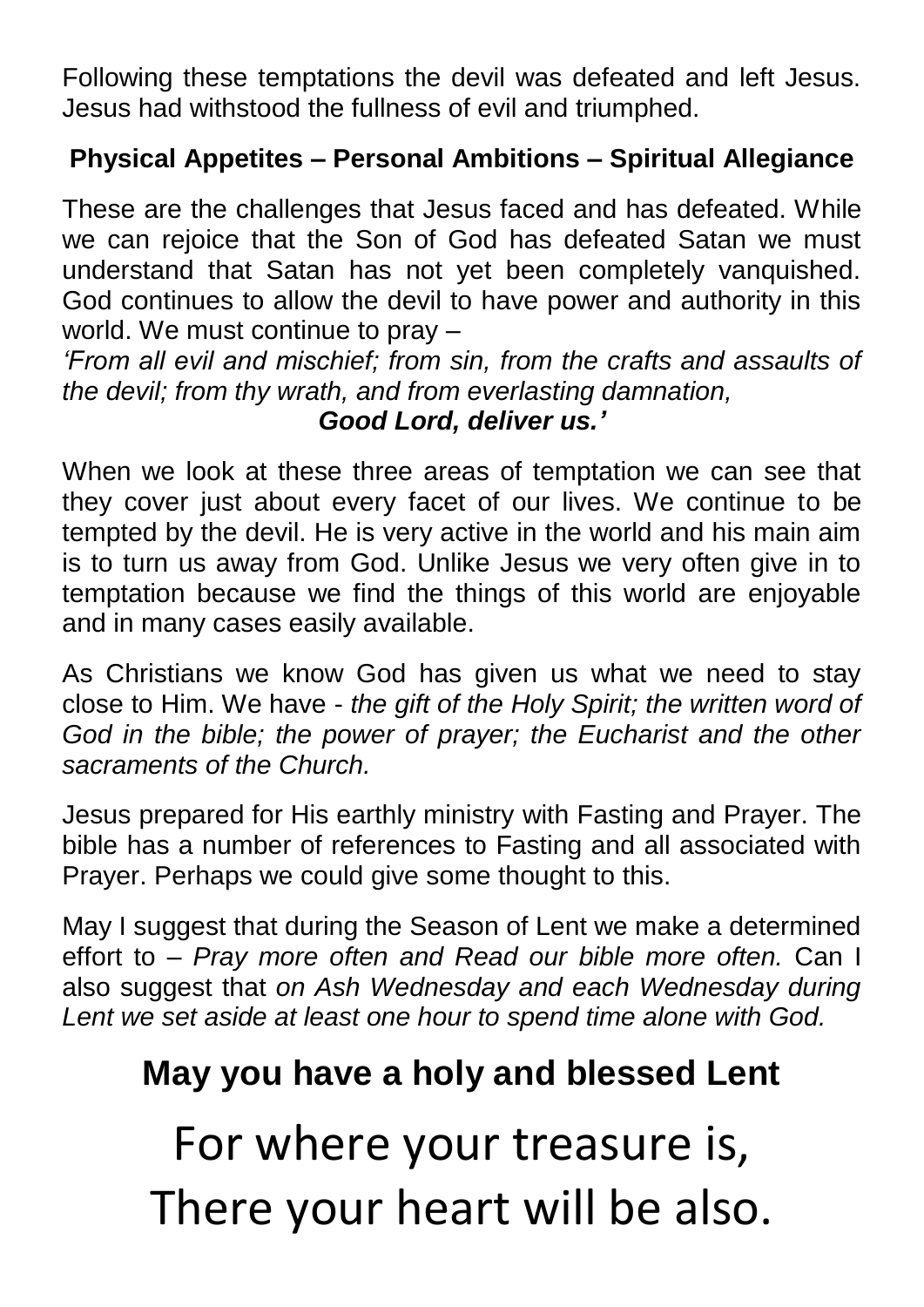Following these temptations the devil was defeated and left Jesus. Jesus had withstood the fullness of evil and triumphed.

**Physical Appetites – Personal Ambitions – Spiritual Allegiance**

These are the challenges that Jesus faced and has defeated. While we can rejoice that the Son of God has defeated Satan we must understand that Satan has not yet been completely vanquished. God continues to allow the devil to have power and authority in this world. We must continue to pray –

*'From all evil and mischief; from sin, from the crafts and assaults of the devil; from thy wrath, and from everlasting damnation,*
***Good Lord, deliver us.'***

When we look at these three areas of temptation we can see that they cover just about every facet of our lives. We continue to be tempted by the devil. He is very active in the world and his main aim is to turn us away from God. Unlike Jesus we very often give in to temptation because we find the things of this world are enjoyable and in many cases easily available.

As Christians we know God has given us what we need to stay close to Him. We have - *the gift of the Holy Spirit; the written word of God in the bible; the power of prayer; the Eucharist and the other sacraments of the Church.*

Jesus prepared for His earthly ministry with Fasting and Prayer. The bible has a number of references to Fasting and all associated with Prayer. Perhaps we could give some thought to this.

May I suggest that during the Season of Lent we make a determined effort to – *Pray more often and Read our bible more often.* Can I also suggest that *on Ash Wednesday and each Wednesday during Lent we set aside at least one hour to spend time alone with God.*

## May you have a holy and blessed Lent

# For where your treasure is, There your heart will be also.